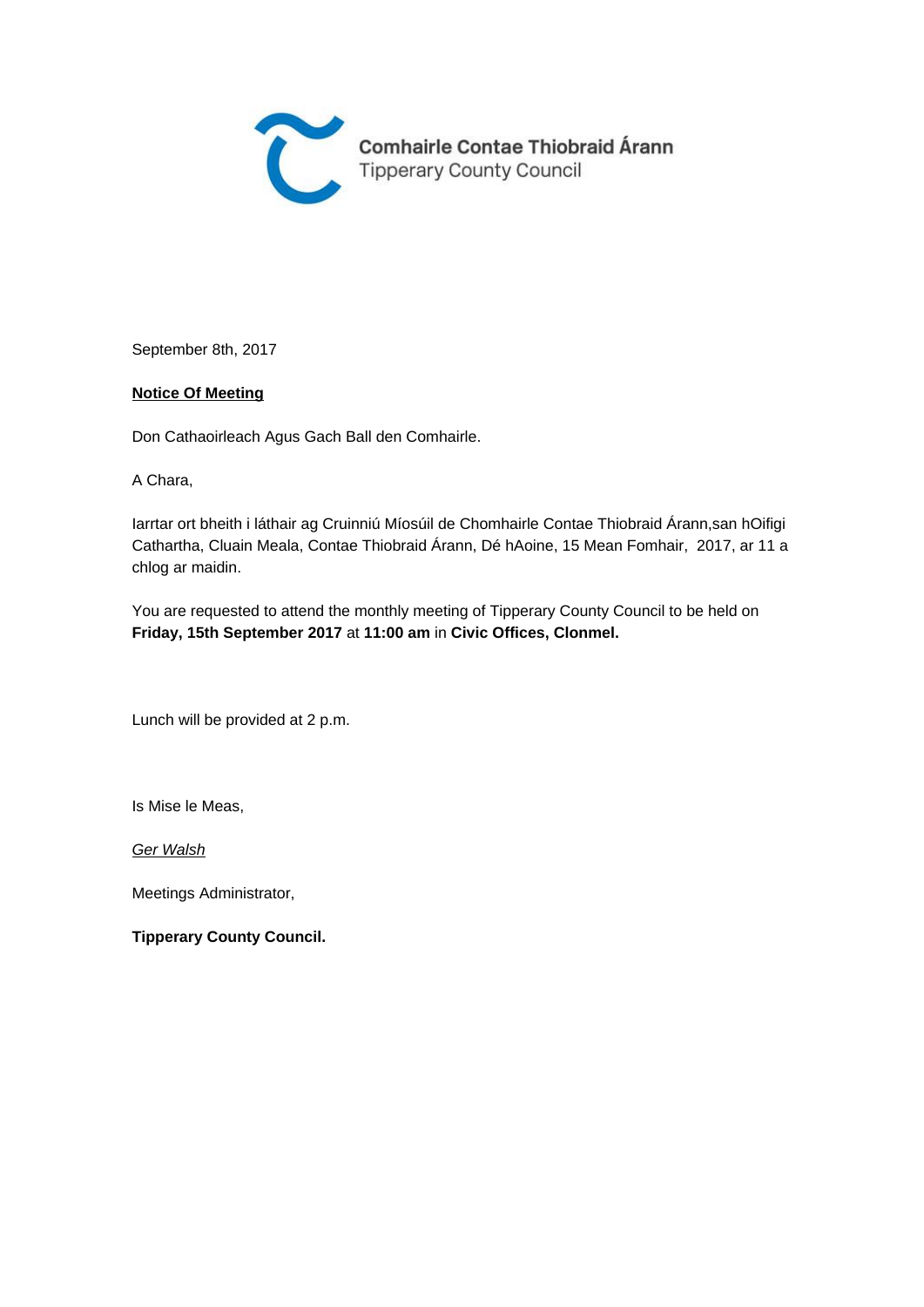Comhairle Contae Thiobraid Árann
Tipperary County Council

September 8th, 2017

**Notice Of Meeting**

Don Cathaoirleach Agus Gach Ball den Comhairle.

A Chara,

Iarrtar ort bheith i láthair ag Cruinniú Míosúil de Chomhairle Contae Thiobraid Árann,san hOifigi Cathartha, Cluain Meala, Contae Thiobraid Árann, Dé hAoine, 15 Mean Fomhair, 2017, ar 11 a chlog ar maidin.

You are requested to attend the monthly meeting of Tipperary County Council to be held on **Friday, 15th September 2017** at **11:00 am** in **Civic Offices, Clonmel.**

Lunch will be provided at 2 p.m.

Is Mise le Meas,

*Ger Walsh*

Meetings Administrator,

**Tipperary County Council.**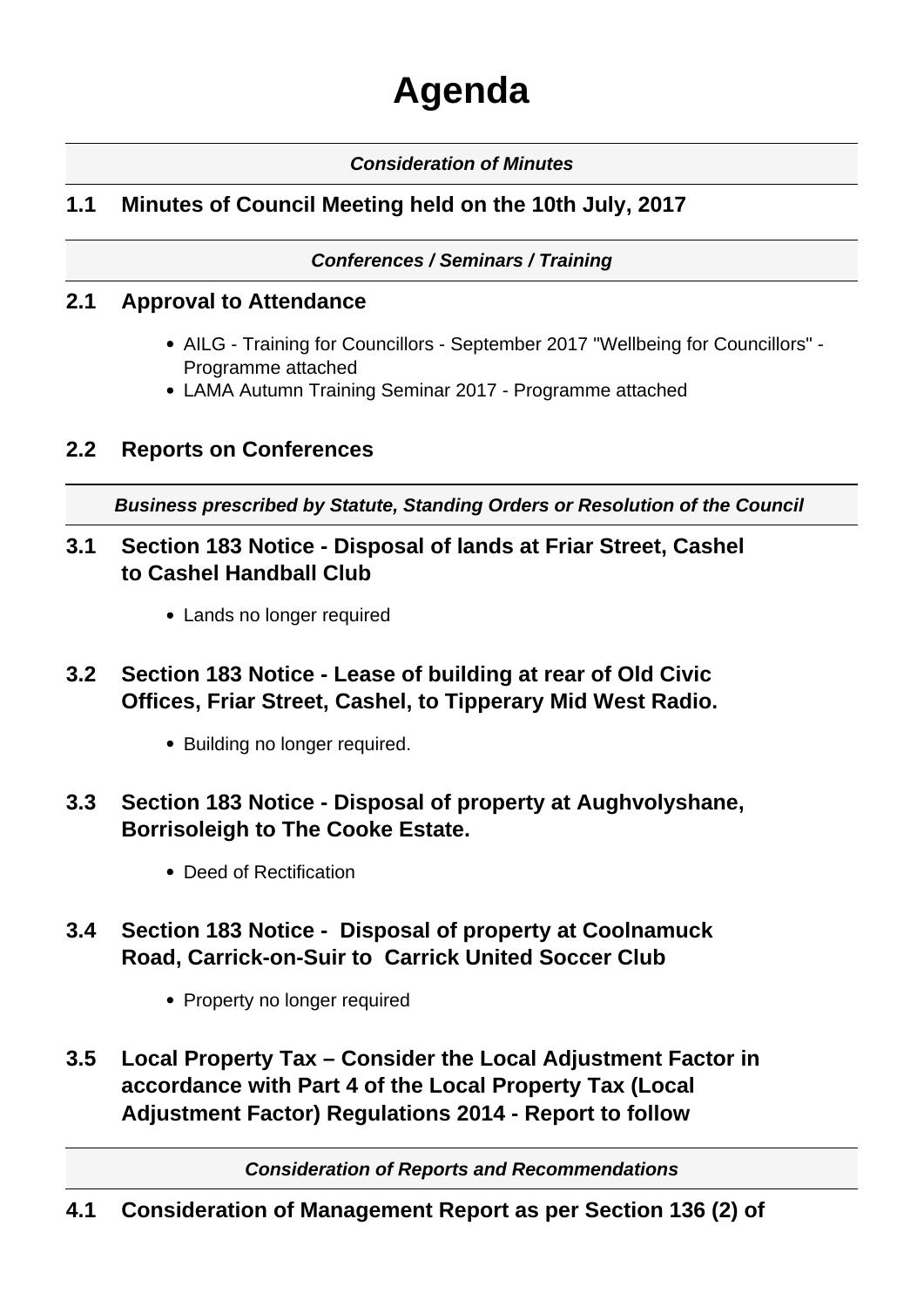# Agenda

***Consideration of Minutes***

## 1.1 Minutes of Council Meeting held on the 10th July, 2017

***Conferences / Seminars / Training***

## 2.1 Approval to Attendance

- AILG - Training for Councillors - September 2017 "Wellbeing for Councillors" - Programme attached
- LAMA Autumn Training Seminar 2017 - Programme attached

## 2.2 Reports on Conferences

***Business prescribed by Statute, Standing Orders or Resolution of the Council***

## 3.1 Section 183 Notice - Disposal of lands at Friar Street, Cashel to Cashel Handball Club

- Lands no longer required

## 3.2 Section 183 Notice - Lease of building at rear of Old Civic Offices, Friar Street, Cashel, to Tipperary Mid West Radio.

- Building no longer required.

## 3.3 Section 183 Notice - Disposal of property at Aughvolyshane, Borrisoleigh to The Cooke Estate.

- Deed of Rectification

## 3.4 Section 183 Notice - Disposal of property at Coolnamuck Road, Carrick-on-Suir to Carrick United Soccer Club

- Property no longer required

## 3.5 Local Property Tax – Consider the Local Adjustment Factor in accordance with Part 4 of the Local Property Tax (Local Adjustment Factor) Regulations 2014 - Report to follow

***Consideration of Reports and Recommendations***

## 4.1 Consideration of Management Report as per Section 136 (2) of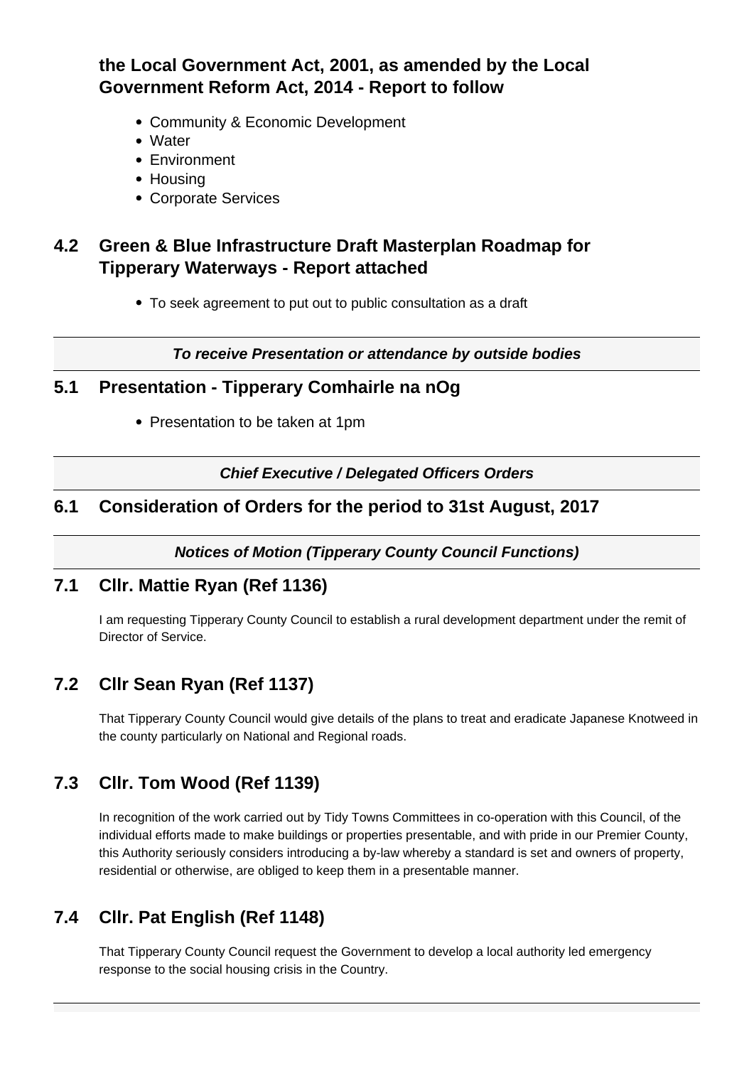### the Local Government Act, 2001, as amended by the Local Government Reform Act, 2014 - Report to follow

- Community & Economic Development
- Water
- Environment
- Housing
- Corporate Services

### 4.2 Green & Blue Infrastructure Draft Masterplan Roadmap for Tipperary Waterways - Report attached

- To seek agreement to put out to public consultation as a draft

***To receive Presentation or attendance by outside bodies***

### 5.1 Presentation - Tipperary Comhairle na nOg

- Presentation to be taken at 1pm

***Chief Executive / Delegated Officers Orders***

### 6.1 Consideration of Orders for the period to 31st August, 2017

***Notices of Motion (Tipperary County Council Functions)***

### 7.1 Cllr. Mattie Ryan (Ref 1136)

I am requesting Tipperary County Council to establish a rural development department under the remit of Director of Service.

### 7.2 Cllr Sean Ryan (Ref 1137)

That Tipperary County Council would give details of the plans to treat and eradicate Japanese Knotweed in the county particularly on National and Regional roads.

### 7.3 Cllr. Tom Wood (Ref 1139)

In recognition of the work carried out by Tidy Towns Committees in co-operation with this Council, of the individual efforts made to make buildings or properties presentable, and with pride in our Premier County, this Authority seriously considers introducing a by-law whereby a standard is set and owners of property, residential or otherwise, are obliged to keep them in a presentable manner.

### 7.4 Cllr. Pat English (Ref 1148)

That Tipperary County Council request the Government to develop a local authority led emergency response to the social housing crisis in the Country.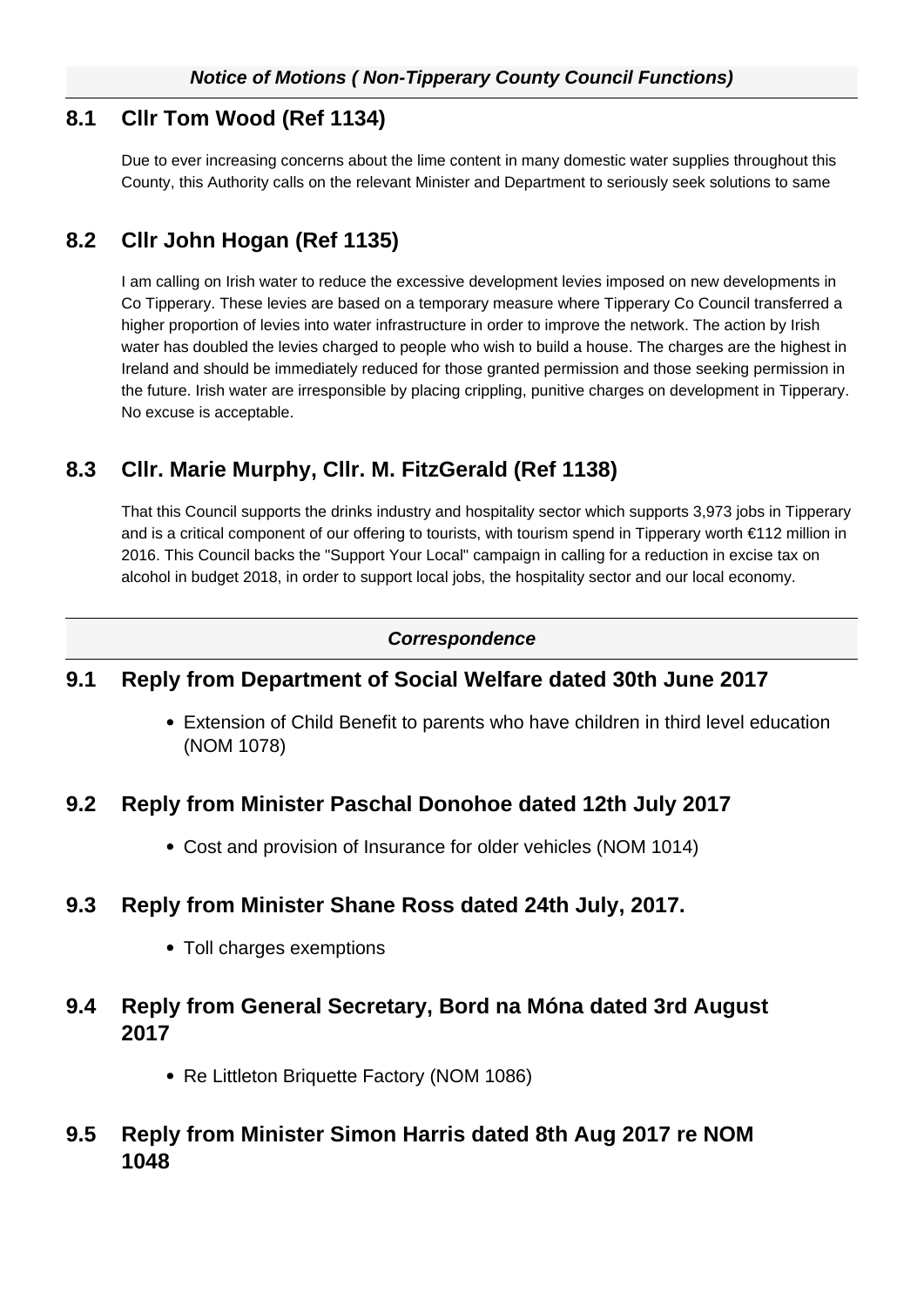***Notice of Motions ( Non-Tipperary County Council Functions)***

## 8.1 Cllr Tom Wood (Ref 1134)

Due to ever increasing concerns about the lime content in many domestic water supplies throughout this County, this Authority calls on the relevant Minister and Department to seriously seek solutions to same

## 8.2 Cllr John Hogan (Ref 1135)

I am calling on Irish water to reduce the excessive development levies imposed on new developments in Co Tipperary. These levies are based on a temporary measure where Tipperary Co Council transferred a higher proportion of levies into water infrastructure in order to improve the network. The action by Irish water has doubled the levies charged to people who wish to build a house. The charges are the highest in Ireland and should be immediately reduced for those granted permission and those seeking permission in the future. Irish water are irresponsible by placing crippling, punitive charges on development in Tipperary. No excuse is acceptable.

## 8.3 Cllr. Marie Murphy, Cllr. M. FitzGerald (Ref 1138)

That this Council supports the drinks industry and hospitality sector which supports 3,973 jobs in Tipperary and is a critical component of our offering to tourists, with tourism spend in Tipperary worth €112 million in 2016. This Council backs the "Support Your Local" campaign in calling for a reduction in excise tax on alcohol in budget 2018, in order to support local jobs, the hospitality sector and our local economy.

***Correspondence***

## 9.1 Reply from Department of Social Welfare dated 30th June 2017

- Extension of Child Benefit to parents who have children in third level education (NOM 1078)

## 9.2 Reply from Minister Paschal Donohoe dated 12th July 2017

- Cost and provision of Insurance for older vehicles (NOM 1014)

## 9.3 Reply from Minister Shane Ross dated 24th July, 2017.

- Toll charges exemptions

## 9.4 Reply from General Secretary, Bord na Móna dated 3rd August 2017

- Re Littleton Briquette Factory (NOM 1086)

## 9.5 Reply from Minister Simon Harris dated 8th Aug 2017 re NOM 1048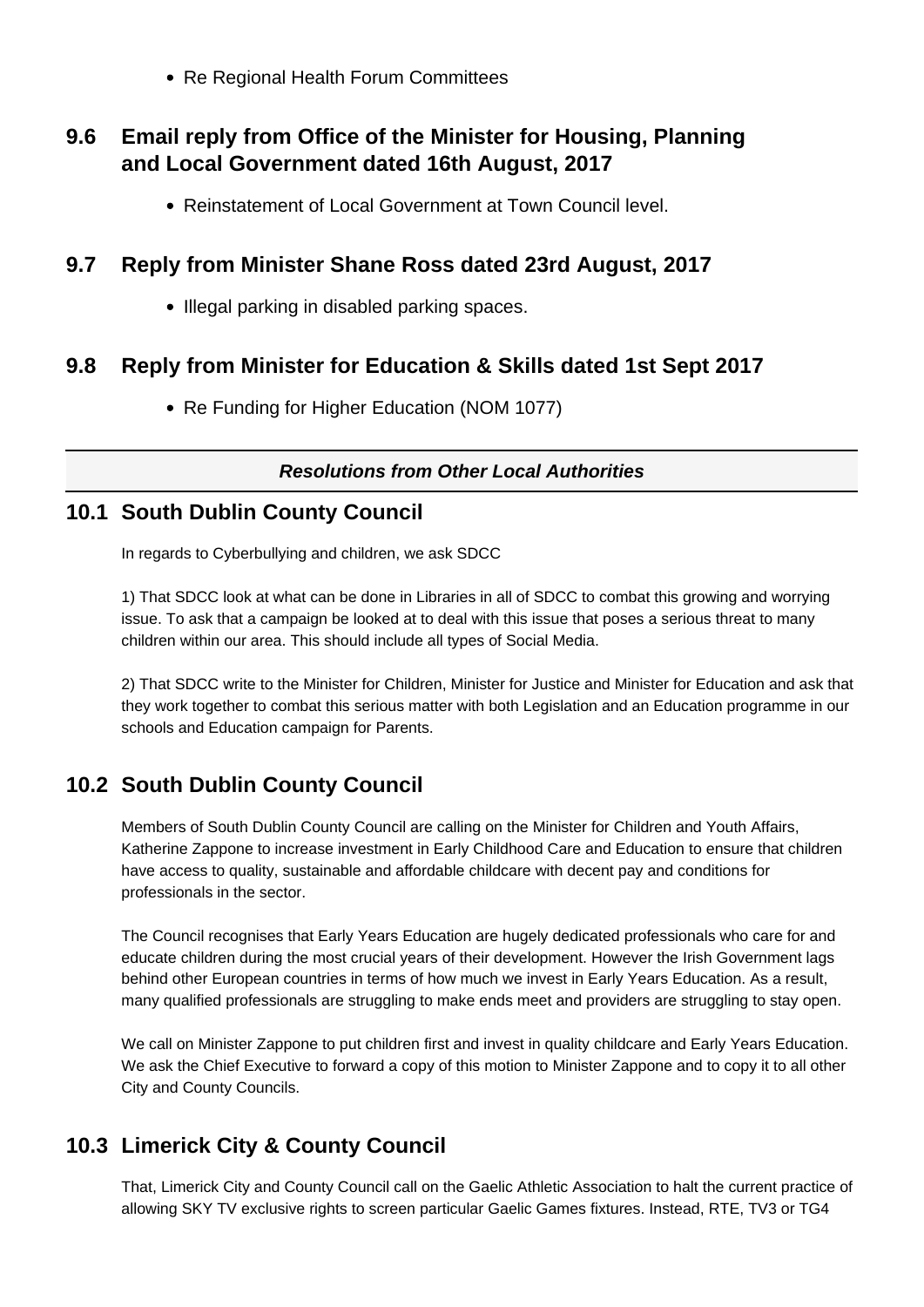- Re Regional Health Forum Committees

## 9.6 Email reply from Office of the Minister for Housing, Planning and Local Government dated 16th August, 2017

- Reinstatement of Local Government at Town Council level.

## 9.7 Reply from Minister Shane Ross dated 23rd August, 2017

- Illegal parking in disabled parking spaces.

## 9.8 Reply from Minister for Education & Skills dated 1st Sept 2017

- Re Funding for Higher Education (NOM 1077)

---

***Resolutions from Other Local Authorities***

---

## 10.1 South Dublin County Council

In regards to Cyberbullying and children, we ask SDCC

1) That SDCC look at what can be done in Libraries in all of SDCC to combat this growing and worrying issue. To ask that a campaign be looked at to deal with this issue that poses a serious threat to many children within our area. This should include all types of Social Media.

2) That SDCC write to the Minister for Children, Minister for Justice and Minister for Education and ask that they work together to combat this serious matter with both Legislation and an Education programme in our schools and Education campaign for Parents.

## 10.2 South Dublin County Council

Members of South Dublin County Council are calling on the Minister for Children and Youth Affairs, Katherine Zappone to increase investment in Early Childhood Care and Education to ensure that children have access to quality, sustainable and affordable childcare with decent pay and conditions for professionals in the sector.

The Council recognises that Early Years Education are hugely dedicated professionals who care for and educate children during the most crucial years of their development. However the Irish Government lags behind other European countries in terms of how much we invest in Early Years Education. As a result, many qualified professionals are struggling to make ends meet and providers are struggling to stay open.

We call on Minister Zappone to put children first and invest in quality childcare and Early Years Education. We ask the Chief Executive to forward a copy of this motion to Minister Zappone and to copy it to all other City and County Councils.

## 10.3 Limerick City & County Council

That, Limerick City and County Council call on the Gaelic Athletic Association to halt the current practice of allowing SKY TV exclusive rights to screen particular Gaelic Games fixtures. Instead, RTE, TV3 or TG4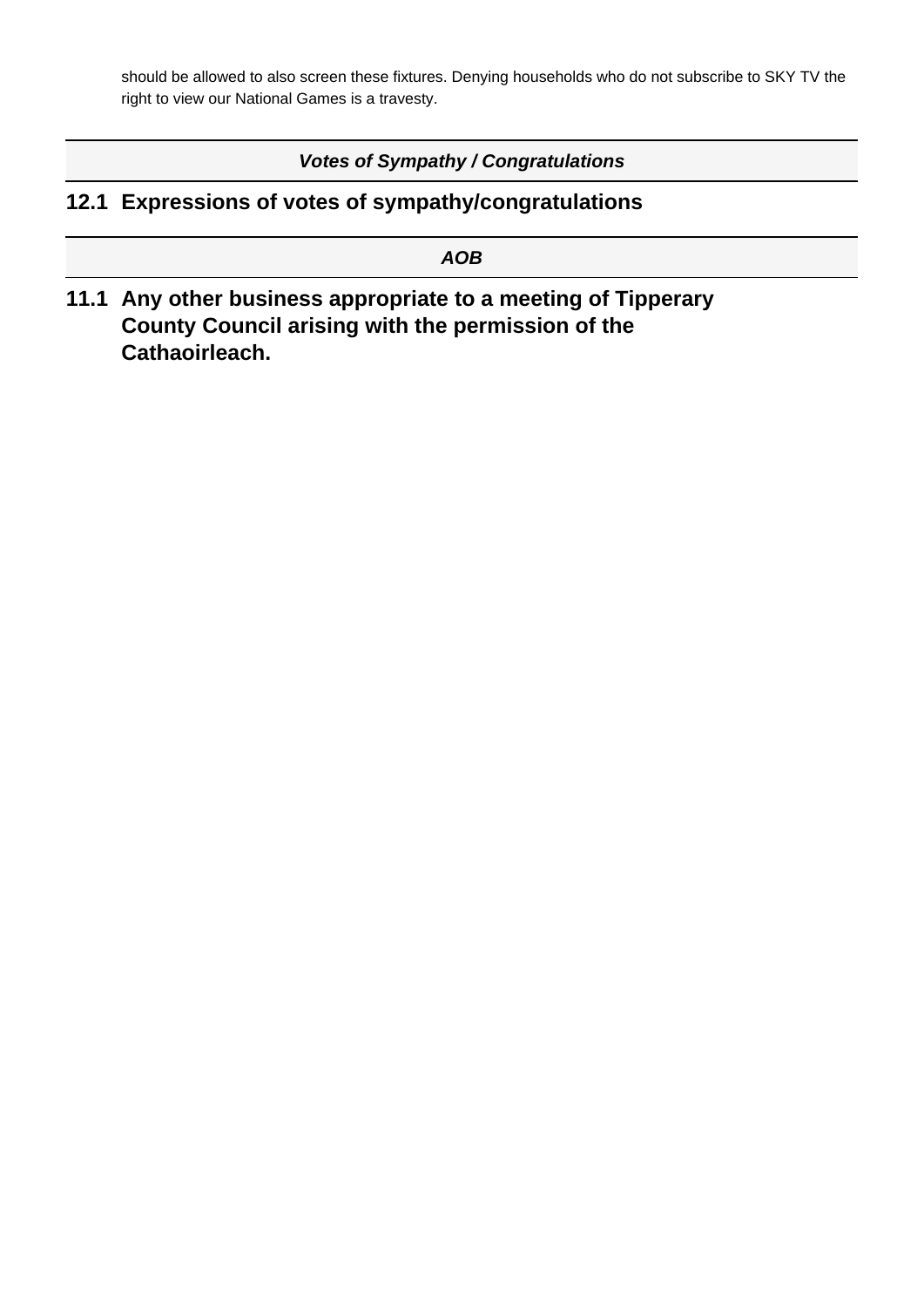should be allowed to also screen these fixtures. Denying households who do not subscribe to SKY TV the right to view our National Games is a travesty.

***Votes of Sympathy / Congratulations***

## 12.1 Expressions of votes of sympathy/congratulations

***AOB***

## 11.1 Any other business appropriate to a meeting of Tipperary County Council arising with the permission of the Cathaoirleach.